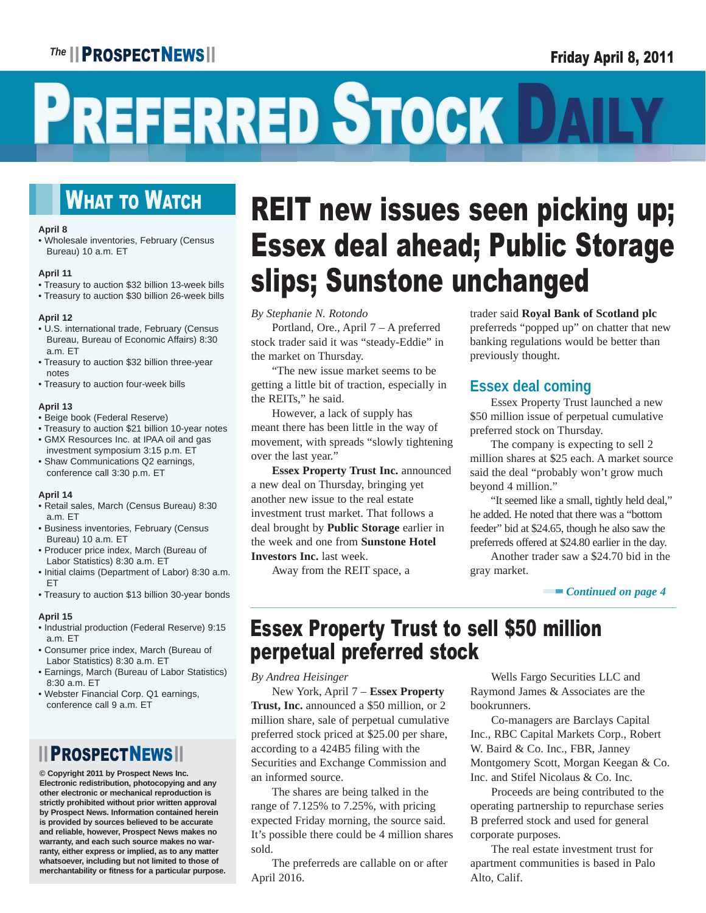The Prospect News

Friday April 8, 2011

# PREFERRED STOCK DAILY

## WHAT TO WATCH

**April 8**
- Wholesale inventories, February (Census Bureau) 10 a.m. ET

**April 11**
- Treasury to auction $32 billion 13-week bills
- Treasury to auction $30 billion 26-week bills

**April 12**
- U.S. international trade, February (Census Bureau, Bureau of Economic Affairs) 8:30 a.m. ET
- Treasury to auction $32 billion three-year notes
- Treasury to auction four-week bills

**April 13**
- Beige book (Federal Reserve)
- Treasury to auction $21 billion 10-year notes
- GMX Resources Inc. at IPAA oil and gas investment symposium 3:15 p.m. ET
- Shaw Communications Q2 earnings, conference call 3:30 p.m. ET

**April 14**
- Retail sales, March (Census Bureau) 8:30 a.m. ET
- Business inventories, February (Census Bureau) 10 a.m. ET
- Producer price index, March (Bureau of Labor Statistics) 8:30 a.m. ET
- Initial claims (Department of Labor) 8:30 a.m. ET
- Treasury to auction $13 billion 30-year bonds

**April 15**
- Industrial production (Federal Reserve) 9:15 a.m. ET
- Consumer price index, March (Bureau of Labor Statistics) 8:30 a.m. ET
- Earnings, March (Bureau of Labor Statistics) 8:30 a.m. ET
- Webster Financial Corp. Q1 earnings, conference call 9 a.m. ET

**PROSPECT NEWS**

**© Copyright 2011 by Prospect News Inc. Electronic redistribution, photocopying and any other electronic or mechanical reproduction is strictly prohibited without prior written approval by Prospect News. Information contained herein is provided by sources believed to be accurate and reliable, however, Prospect News makes no warranty, and each such source makes no warranty, either express or implied, as to any matter whatsoever, including but not limited to those of merchantability or fitness for a particular purpose.**

# REIT new issues seen picking up; Essex deal ahead; Public Storage slips; Sunstone unchanged

*By Stephanie N. Rotondo*

Portland, Ore., April 7 – A preferred stock trader said it was "steady-Eddie" in the market on Thursday.

"The new issue market seems to be getting a little bit of traction, especially in the REITs," he said.

However, a lack of supply has meant there has been little in the way of movement, with spreads "slowly tightening over the last year."

**Essex Property Trust Inc.** announced a new deal on Thursday, bringing yet another new issue to the real estate investment trust market. That follows a deal brought by **Public Storage** earlier in the week and one from **Sunstone Hotel Investors Inc.** last week.

Away from the REIT space, a trader said **Royal Bank of Scotland plc** preferreds "popped up" on chatter that new banking regulations would be better than previously thought.

## Essex deal coming

Essex Property Trust launched a new $50 million issue of perpetual cumulative preferred stock on Thursday.

The company is expecting to sell 2 million shares at $25 each. A market source said the deal "probably won't grow much beyond 4 million."

"It seemed like a small, tightly held deal," he added. He noted that there was a "bottom feeder" bid at $24.65, though he also saw the preferreds offered at $24.80 earlier in the day.

Another trader saw a $24.70 bid in the gray market.

*Continued on page 4*

# Essex Property Trust to sell $50 million perpetual preferred stock

*By Andrea Heisinger*

New York, April 7 – **Essex Property Trust, Inc.** announced a $50 million, or 2 million share, sale of perpetual cumulative preferred stock priced at $25.00 per share, according to a 424B5 filing with the Securities and Exchange Commission and an informed source.

The shares are being talked in the range of 7.125% to 7.25%, with pricing expected Friday morning, the source said. It's possible there could be 4 million shares sold.

The preferreds are callable on or after April 2016.

Wells Fargo Securities LLC and Raymond James & Associates are the bookrunners.

Co-managers are Barclays Capital Inc., RBC Capital Markets Corp., Robert W. Baird & Co. Inc., FBR, Janney Montgomery Scott, Morgan Keegan & Co. Inc. and Stifel Nicolaus & Co. Inc.

Proceeds are being contributed to the operating partnership to repurchase series B preferred stock and used for general corporate purposes.

The real estate investment trust for apartment communities is based in Palo Alto, Calif.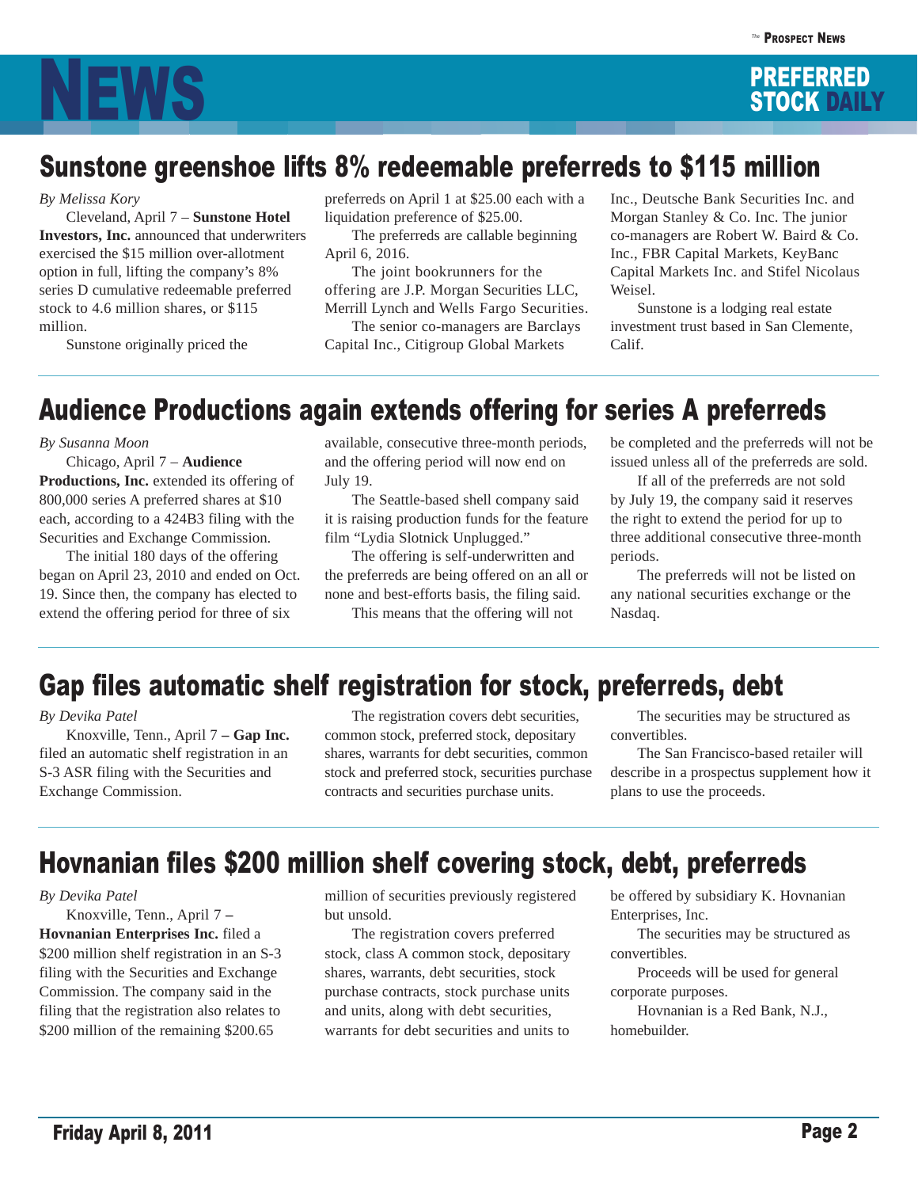## Sunstone greenshoe lifts 8% redeemable preferreds to $115 million

*By Melissa Kory*

Cleveland, April 7 – **Sunstone Hotel Investors, Inc.** announced that underwriters exercised the $15 million over-allotment option in full, lifting the company's 8% series D cumulative redeemable preferred stock to 4.6 million shares, or $115 million.

Sunstone originally priced the preferreds on April 1 at $25.00 each with a liquidation preference of $25.00.

The preferreds are callable beginning April 6, 2016.

The joint bookrunners for the offering are J.P. Morgan Securities LLC, Merrill Lynch and Wells Fargo Securities.

The senior co-managers are Barclays Capital Inc., Citigroup Global Markets Inc., Deutsche Bank Securities Inc. and Morgan Stanley & Co. Inc. The junior co-managers are Robert W. Baird & Co. Inc., FBR Capital Markets, KeyBanc Capital Markets Inc. and Stifel Nicolaus Weisel.

Sunstone is a lodging real estate investment trust based in San Clemente, Calif.

## Audience Productions again extends offering for series A preferreds

*By Susanna Moon*

Chicago, April 7 – **Audience Productions, Inc.** extended its offering of 800,000 series A preferred shares at $10 each, according to a 424B3 filing with the Securities and Exchange Commission.

The initial 180 days of the offering began on April 23, 2010 and ended on Oct. 19. Since then, the company has elected to extend the offering period for three of six available, consecutive three-month periods, and the offering period will now end on July 19.

The Seattle-based shell company said it is raising production funds for the feature film "Lydia Slotnick Unplugged."

The offering is self-underwritten and the preferreds are being offered on an all or none and best-efforts basis, the filing said.

This means that the offering will not be completed and the preferreds will not be issued unless all of the preferreds are sold.

If all of the preferreds are not sold by July 19, the company said it reserves the right to extend the period for up to three additional consecutive three-month periods.

The preferreds will not be listed on any national securities exchange or the Nasdaq.

## Gap files automatic shelf registration for stock, preferreds, debt

*By Devika Patel*

Knoxville, Tenn., April 7 – **Gap Inc.** filed an automatic shelf registration in an S-3 ASR filing with the Securities and Exchange Commission.

The registration covers debt securities, common stock, preferred stock, depositary shares, warrants for debt securities, common stock and preferred stock, securities purchase contracts and securities purchase units.

The securities may be structured as convertibles.

The San Francisco-based retailer will describe in a prospectus supplement how it plans to use the proceeds.

## Hovnanian files $200 million shelf covering stock, debt, preferreds

*By Devika Patel*

Knoxville, Tenn., April 7 – **Hovnanian Enterprises Inc.** filed a $200 million shelf registration in an S-3 filing with the Securities and Exchange Commission. The company said in the filing that the registration also relates to $200 million of the remaining $200.65 million of securities previously registered but unsold.

The registration covers preferred stock, class A common stock, depositary shares, warrants, debt securities, stock purchase contracts, stock purchase units and units, along with debt securities, warrants for debt securities and units to be offered by subsidiary K. Hovnanian Enterprises, Inc.

The securities may be structured as convertibles.

Proceeds will be used for general corporate purposes.

Hovnanian is a Red Bank, N.J., homebuilder.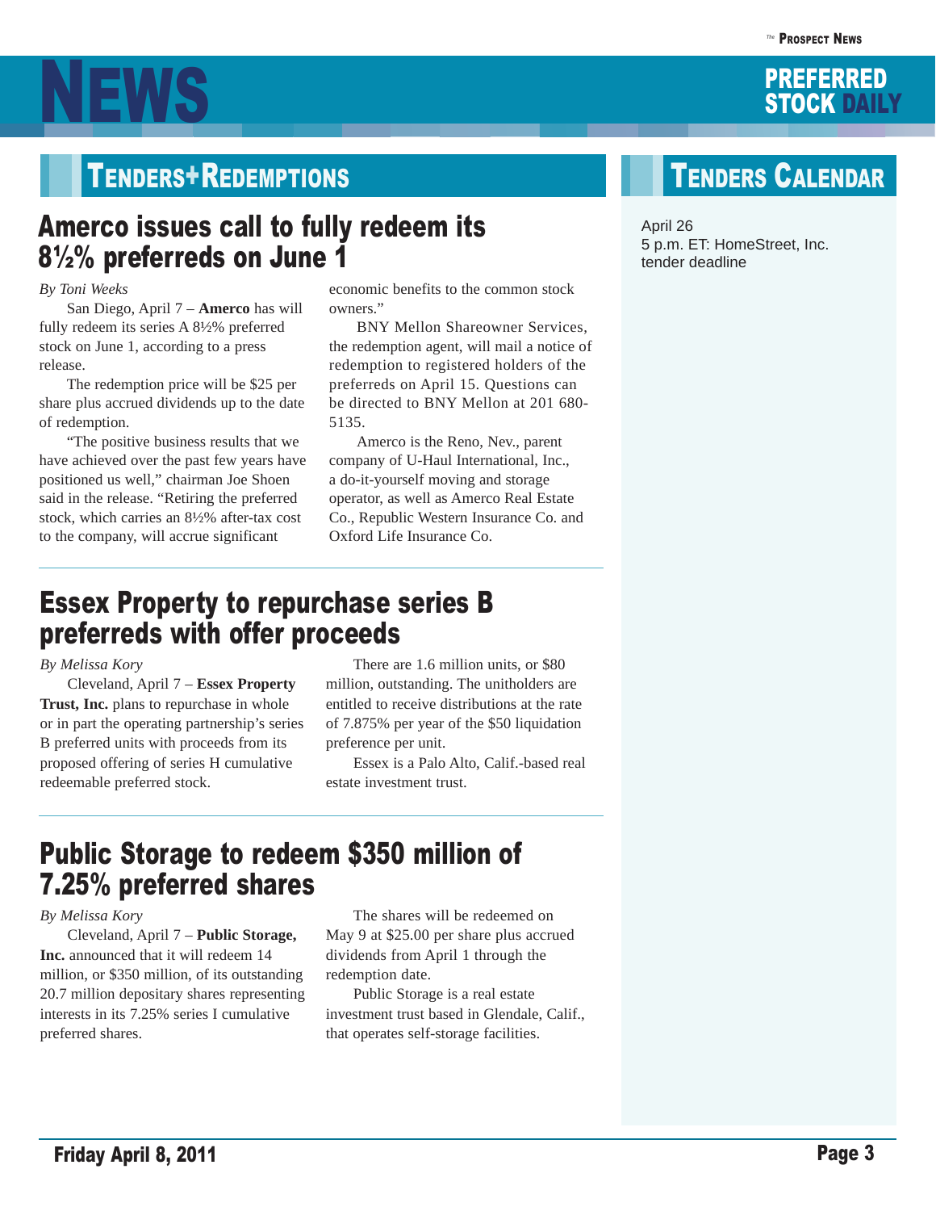## Tenders+Redemptions

### Amerco issues call to fully redeem its 8½% preferreds on June 1

*By Toni Weeks*

San Diego, April 7 – **Amerco** has will fully redeem its series A 8½% preferred stock on June 1, according to a press release.

The redemption price will be $25 per share plus accrued dividends up to the date of redemption.

"The positive business results that we have achieved over the past few years have positioned us well," chairman Joe Shoen said in the release. "Retiring the preferred stock, which carries an 8½% after-tax cost to the company, will accrue significant economic benefits to the common stock owners."

BNY Mellon Shareowner Services, the redemption agent, will mail a notice of redemption to registered holders of the preferreds on April 15. Questions can be directed to BNY Mellon at 201 680-5135.

Amerco is the Reno, Nev., parent company of U-Haul International, Inc., a do-it-yourself moving and storage operator, as well as Amerco Real Estate Co., Republic Western Insurance Co. and Oxford Life Insurance Co.

### Essex Property to repurchase series B preferreds with offer proceeds

*By Melissa Kory*

Cleveland, April 7 – **Essex Property Trust, Inc.** plans to repurchase in whole or in part the operating partnership's series B preferred units with proceeds from its proposed offering of series H cumulative redeemable preferred stock.

There are 1.6 million units, or $80 million, outstanding. The unitholders are entitled to receive distributions at the rate of 7.875% per year of the $50 liquidation preference per unit.

Essex is a Palo Alto, Calif.-based real estate investment trust.

### Public Storage to redeem $350 million of 7.25% preferred shares

*By Melissa Kory*

Cleveland, April 7 – **Public Storage, Inc.** announced that it will redeem 14 million, or $350 million, of its outstanding 20.7 million depositary shares representing interests in its 7.25% series I cumulative preferred shares.

The shares will be redeemed on May 9 at $25.00 per share plus accrued dividends from April 1 through the redemption date.

Public Storage is a real estate investment trust based in Glendale, Calif., that operates self-storage facilities.

## Tenders Calendar

April 26
5 p.m. ET: HomeStreet, Inc. tender deadline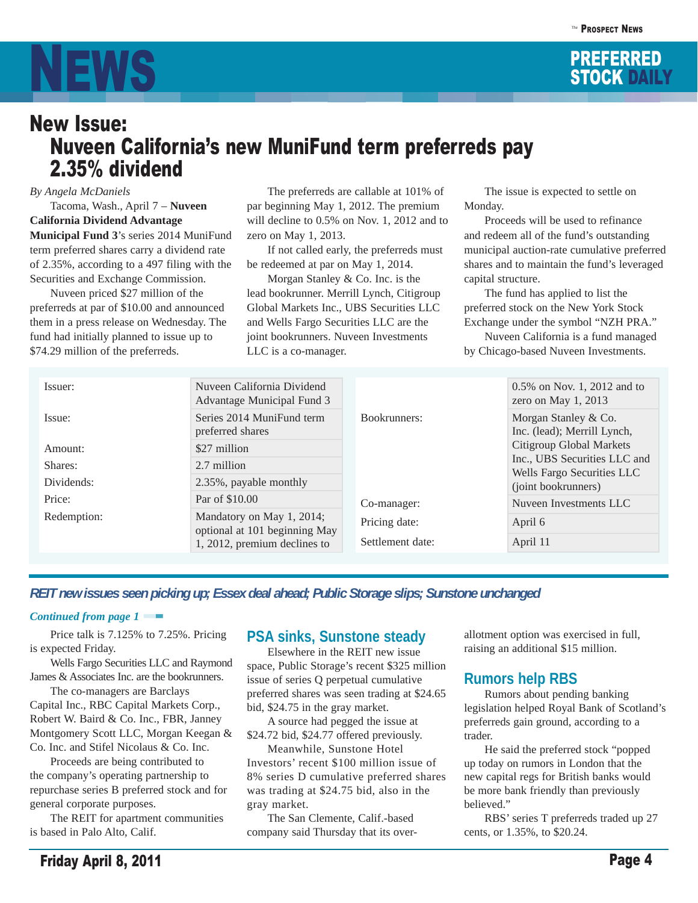## New Issue:
# Nuveen California's new MuniFund term preferreds pay 2.35% dividend

*By Angela McDaniels*

Tacoma, Wash., April 7 – **Nuveen California Dividend Advantage Municipal Fund 3**'s series 2014 MuniFund term preferred shares carry a dividend rate of 2.35%, according to a 497 filing with the Securities and Exchange Commission.

Nuveen priced $27 million of the preferreds at par of $10.00 and announced them in a press release on Wednesday. The fund had initially planned to issue up to $74.29 million of the preferreds.

The preferreds are callable at 101% of par beginning May 1, 2012. The premium will decline to 0.5% on Nov. 1, 2012 and to zero on May 1, 2013.

If not called early, the preferreds must be redeemed at par on May 1, 2014.

Morgan Stanley & Co. Inc. is the lead bookrunner. Merrill Lynch, Citigroup Global Markets Inc., UBS Securities LLC and Wells Fargo Securities LLC are the joint bookrunners. Nuveen Investments LLC is a co-manager.

The issue is expected to settle on Monday.

Proceeds will be used to refinance and redeem all of the fund's outstanding municipal auction-rate cumulative preferred shares and to maintain the fund's leveraged capital structure.

The fund has applied to list the preferred stock on the New York Stock Exchange under the symbol "NZH PRA."

Nuveen California is a fund managed by Chicago-based Nuveen Investments.

| | |
|---|---|
| Issuer: | Nuveen California Dividend Advantage Municipal Fund 3 |
| Issue: | Series 2014 MuniFund term preferred shares |
| Amount: | $27 million |
| Shares: | 2.7 million |
| Dividends: | 2.35%, payable monthly |
| Price: | Par of $10.00 |
| Redemption: | Mandatory on May 1, 2014; optional at 101 beginning May 1, 2012, premium declines to 0.5% on Nov. 1, 2012 and to zero on May 1, 2013 |
| Bookrunners: | Morgan Stanley & Co. Inc. (lead); Merrill Lynch, Citigroup Global Markets Inc., UBS Securities LLC and Wells Fargo Securities LLC (joint bookrunners) |
| Co-manager: | Nuveen Investments LLC |
| Pricing date: | April 6 |
| Settlement date: | April 11 |

## *REIT new issues seen picking up; Essex deal ahead; Public Storage slips; Sunstone unchanged*

*Continued from page 1*

Price talk is 7.125% to 7.25%. Pricing is expected Friday.

Wells Fargo Securities LLC and Raymond James & Associates Inc. are the bookrunners.

The co-managers are Barclays Capital Inc., RBC Capital Markets Corp., Robert W. Baird & Co. Inc., FBR, Janney Montgomery Scott LLC, Morgan Keegan & Co. Inc. and Stifel Nicolaus & Co. Inc.

Proceeds are being contributed to the company's operating partnership to repurchase series B preferred stock and for general corporate purposes.

The REIT for apartment communities is based in Palo Alto, Calif.

### PSA sinks, Sunstone steady

Elsewhere in the REIT new issue space, Public Storage's recent $325 million issue of series Q perpetual cumulative preferred shares was seen trading at $24.65 bid, $24.75 in the gray market.

A source had pegged the issue at $24.72 bid, $24.77 offered previously.

Meanwhile, Sunstone Hotel Investors' recent $100 million issue of 8% series D cumulative preferred shares was trading at $24.75 bid, also in the gray market.

The San Clemente, Calif.-based company said Thursday that its over-allotment option was exercised in full, raising an additional $15 million.

### Rumors help RBS

Rumors about pending banking legislation helped Royal Bank of Scotland's preferreds gain ground, according to a trader.

He said the preferred stock "popped up today on rumors in London that the new capital regs for British banks would be more bank friendly than previously believed."

RBS' series T preferreds traded up 27 cents, or 1.35%, to $20.24.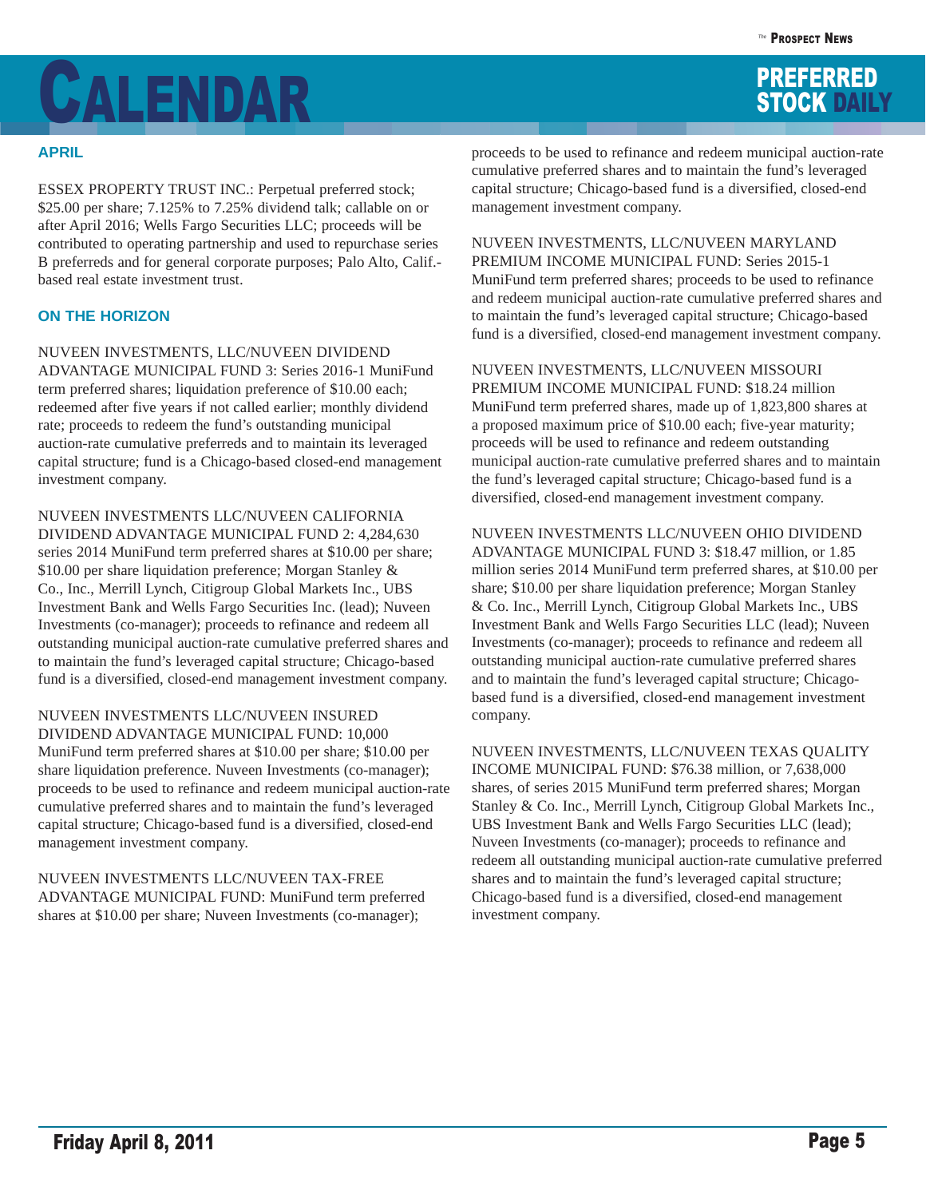# CALENDAR

## APRIL

ESSEX PROPERTY TRUST INC.: Perpetual preferred stock; $25.00 per share; 7.125% to 7.25% dividend talk; callable on or after April 2016; Wells Fargo Securities LLC; proceeds will be contributed to operating partnership and used to repurchase series B preferreds and for general corporate purposes; Palo Alto, Calif.-based real estate investment trust.

## ON THE HORIZON

NUVEEN INVESTMENTS, LLC/NUVEEN DIVIDEND ADVANTAGE MUNICIPAL FUND 3: Series 2016-1 MuniFund term preferred shares; liquidation preference of $10.00 each; redeemed after five years if not called earlier; monthly dividend rate; proceeds to redeem the fund's outstanding municipal auction-rate cumulative preferreds and to maintain its leveraged capital structure; fund is a Chicago-based closed-end management investment company.

NUVEEN INVESTMENTS LLC/NUVEEN CALIFORNIA DIVIDEND ADVANTAGE MUNICIPAL FUND 2: 4,284,630 series 2014 MuniFund term preferred shares at $10.00 per share; $10.00 per share liquidation preference; Morgan Stanley & Co., Inc., Merrill Lynch, Citigroup Global Markets Inc., UBS Investment Bank and Wells Fargo Securities Inc. (lead); Nuveen Investments (co-manager); proceeds to refinance and redeem all outstanding municipal auction-rate cumulative preferred shares and to maintain the fund's leveraged capital structure; Chicago-based fund is a diversified, closed-end management investment company.

NUVEEN INVESTMENTS LLC/NUVEEN INSURED DIVIDEND ADVANTAGE MUNICIPAL FUND: 10,000 MuniFund term preferred shares at $10.00 per share; $10.00 per share liquidation preference. Nuveen Investments (co-manager); proceeds to be used to refinance and redeem municipal auction-rate cumulative preferred shares and to maintain the fund's leveraged capital structure; Chicago-based fund is a diversified, closed-end management investment company.

NUVEEN INVESTMENTS LLC/NUVEEN TAX-FREE ADVANTAGE MUNICIPAL FUND: MuniFund term preferred shares at $10.00 per share; Nuveen Investments (co-manager); proceeds to be used to refinance and redeem municipal auction-rate cumulative preferred shares and to maintain the fund's leveraged capital structure; Chicago-based fund is a diversified, closed-end management investment company.

NUVEEN INVESTMENTS, LLC/NUVEEN MARYLAND PREMIUM INCOME MUNICIPAL FUND: Series 2015-1 MuniFund term preferred shares; proceeds to be used to refinance and redeem municipal auction-rate cumulative preferred shares and to maintain the fund's leveraged capital structure; Chicago-based fund is a diversified, closed-end management investment company.

NUVEEN INVESTMENTS, LLC/NUVEEN MISSOURI PREMIUM INCOME MUNICIPAL FUND: $18.24 million MuniFund term preferred shares, made up of 1,823,800 shares at a proposed maximum price of $10.00 each; five-year maturity; proceeds will be used to refinance and redeem outstanding municipal auction-rate cumulative preferred shares and to maintain the fund's leveraged capital structure; Chicago-based fund is a diversified, closed-end management investment company.

NUVEEN INVESTMENTS LLC/NUVEEN OHIO DIVIDEND ADVANTAGE MUNICIPAL FUND 3: $18.47 million, or 1.85 million series 2014 MuniFund term preferred shares, at $10.00 per share; $10.00 per share liquidation preference; Morgan Stanley & Co. Inc., Merrill Lynch, Citigroup Global Markets Inc., UBS Investment Bank and Wells Fargo Securities LLC (lead); Nuveen Investments (co-manager); proceeds to refinance and redeem all outstanding municipal auction-rate cumulative preferred shares and to maintain the fund's leveraged capital structure; Chicago-based fund is a diversified, closed-end management investment company.

NUVEEN INVESTMENTS, LLC/NUVEEN TEXAS QUALITY INCOME MUNICIPAL FUND: $76.38 million, or 7,638,000 shares, of series 2015 MuniFund term preferred shares; Morgan Stanley & Co. Inc., Merrill Lynch, Citigroup Global Markets Inc., UBS Investment Bank and Wells Fargo Securities LLC (lead); Nuveen Investments (co-manager); proceeds to refinance and redeem all outstanding municipal auction-rate cumulative preferred shares and to maintain the fund's leveraged capital structure; Chicago-based fund is a diversified, closed-end management investment company.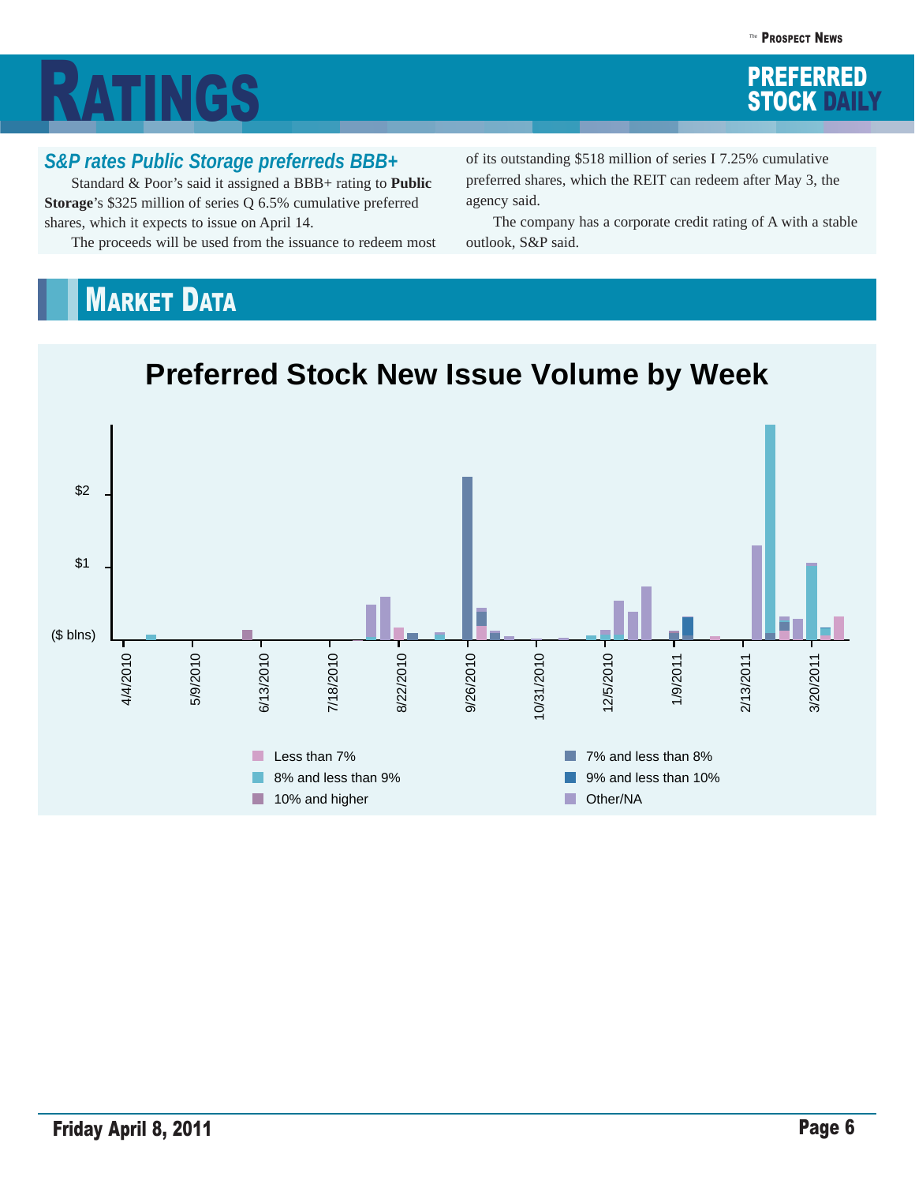# RATINGS

## S&P rates Public Storage preferreds BBB+

Standard & Poor's said it assigned a BBB+ rating to **Public Storage**'s $325 million of series Q 6.5% cumulative preferred shares, which it expects to issue on April 14.

The proceeds will be used from the issuance to redeem most of its outstanding $518 million of series I 7.25% cumulative preferred shares, which the REIT can redeem after May 3, the agency said.

The company has a corporate credit rating of A with a stable outlook, S&P said.

# MARKET DATA

## Preferred Stock New Issue Volume by Week

($ blns)

$1

$2

4/4/2010, 5/9/2010, 6/13/2010, 7/18/2010, 8/22/2010, 9/26/2010, 10/31/2010, 12/5/2010, 1/9/2011, 2/13/2011, 3/20/2011

- Less than 7%
- 7% and less than 8%
- 8% and less than 9%
- 9% and less than 10%
- 10% and higher
- Other/NA

Friday April 8, 2011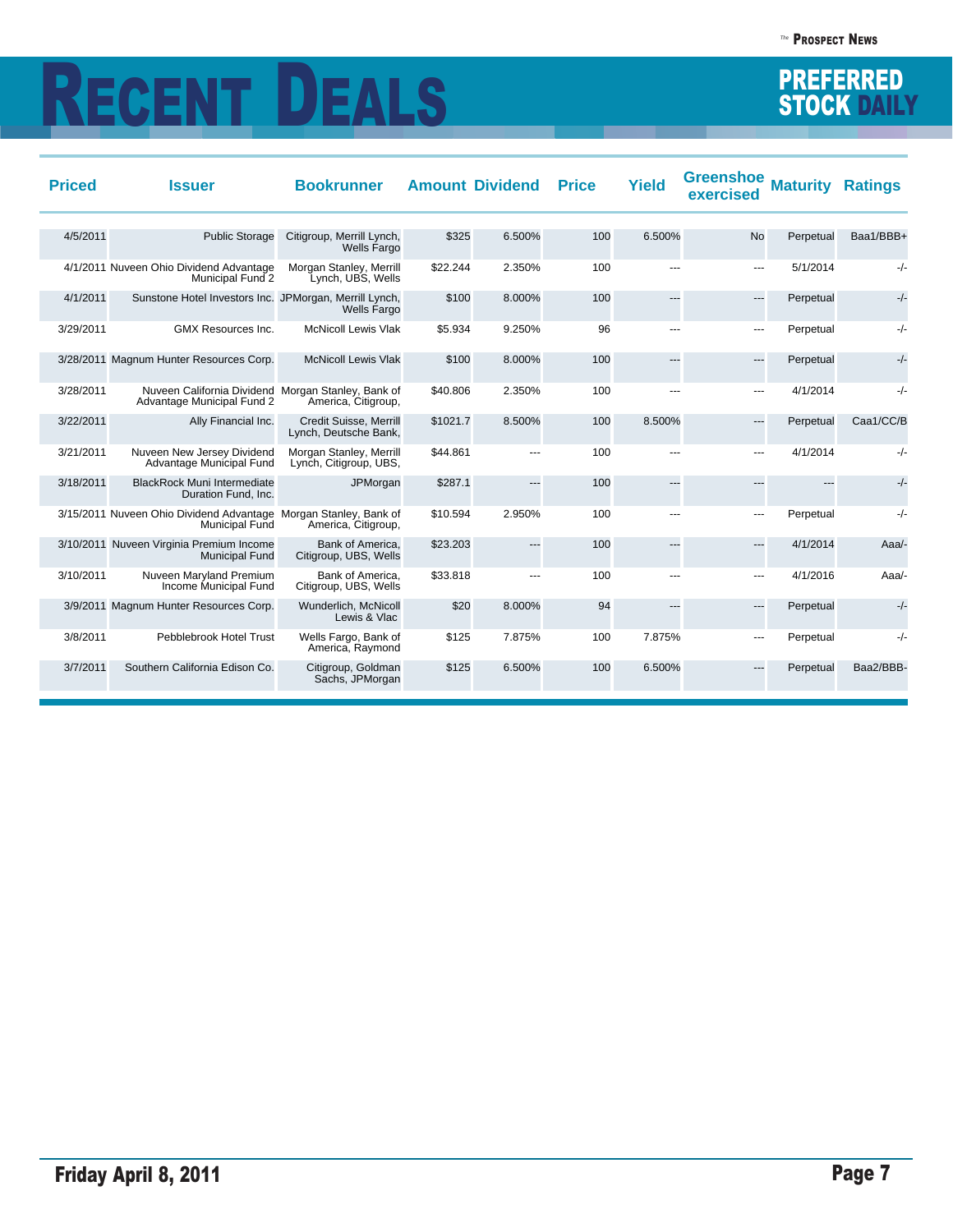# RECENT DEALS

| Priced | Issuer | Bookrunner | Amount | Dividend | Price | Yield | Greenshoe exercised | Maturity | Ratings |
|---|---|---|---|---|---|---|---|---|---|
| 4/5/2011 | Public Storage | Citigroup, Merrill Lynch, Wells Fargo | $325 | 6.500% | 100 | 6.500% | No | Perpetual | Baa1/BBB+ |
| 4/1/2011 | Nuveen Ohio Dividend Advantage Municipal Fund 2 | Morgan Stanley, Merrill Lynch, UBS, Wells | $22.244 | 2.350% | 100 | --- | --- | 5/1/2014 | -/- |
| 4/1/2011 | Sunstone Hotel Investors Inc. | JPMorgan, Merrill Lynch, Wells Fargo | $100 | 8.000% | 100 | --- | --- | Perpetual | -/- |
| 3/29/2011 | GMX Resources Inc. | McNicoll Lewis Vlak | $5.934 | 9.250% | 96 | --- | --- | Perpetual | -/- |
| 3/28/2011 | Magnum Hunter Resources Corp. | McNicoll Lewis Vlak | $100 | 8.000% | 100 | --- | --- | Perpetual | -/- |
| 3/28/2011 | Nuveen California Dividend Advantage Municipal Fund 2 | Morgan Stanley, Bank of America, Citigroup, | $40.806 | 2.350% | 100 | --- | --- | 4/1/2014 | -/- |
| 3/22/2011 | Ally Financial Inc. | Credit Suisse, Merrill Lynch, Deutsche Bank, | $1021.7 | 8.500% | 100 | 8.500% | --- | Perpetual | Caa1/CC/B |
| 3/21/2011 | Nuveen New Jersey Dividend Advantage Municipal Fund | Morgan Stanley, Merrill Lynch, Citigroup, UBS, | $44.861 | --- | 100 | --- | --- | 4/1/2014 | -/- |
| 3/18/2011 | BlackRock Muni Intermediate Duration Fund, Inc. | JPMorgan | $287.1 | --- | 100 | --- | --- | --- | -/- |
| 3/15/2011 | Nuveen Ohio Dividend Advantage Municipal Fund | Morgan Stanley, Bank of America, Citigroup, | $10.594 | 2.950% | 100 | --- | --- | Perpetual | -/- |
| 3/10/2011 | Nuveen Virginia Premium Income Municipal Fund | Bank of America, Citigroup, UBS, Wells | $23.203 | --- | 100 | --- | --- | 4/1/2014 | Aaa/- |
| 3/10/2011 | Nuveen Maryland Premium Income Municipal Fund | Bank of America, Citigroup, UBS, Wells | $33.818 | --- | 100 | --- | --- | 4/1/2016 | Aaa/- |
| 3/9/2011 | Magnum Hunter Resources Corp. | Wunderlich, McNicoll Lewis & Vlac | $20 | 8.000% | 94 | --- | --- | Perpetual | -/- |
| 3/8/2011 | Pebblebrook Hotel Trust | Wells Fargo, Bank of America, Raymond | $125 | 7.875% | 100 | 7.875% | --- | Perpetual | -/- |
| 3/7/2011 | Southern California Edison Co. | Citigroup, Goldman Sachs, JPMorgan | $125 | 6.500% | 100 | 6.500% | --- | Perpetual | Baa2/BBB- |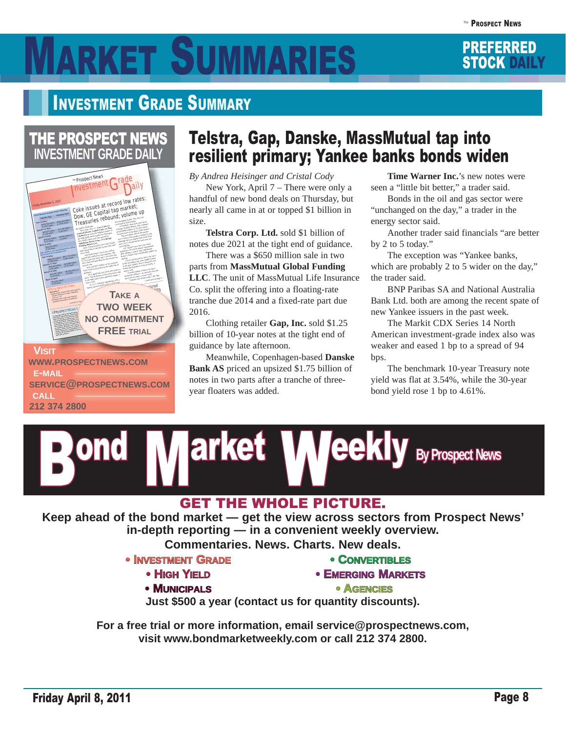# Market Summaries

**Preferred Stock Daily**

## Investment Grade Summary

**THE PROSPECT NEWS INVESTMENT GRADE DAILY**

TAKE A TWO WEEK NO COMMITMENT FREE TRIAL

VISIT WWW.PROSPECTNEWS.COM
E-MAIL SERVICE@PROSPECTNEWS.COM
CALL 212 374 2800

### Telstra, Gap, Danske, MassMutual tap into resilient primary; Yankee banks bonds widen

*By Andrea Heisinger and Cristal Cody*

New York, April 7 – There were only a handful of new bond deals on Thursday, but nearly all came in at or topped $1 billion in size.

**Telstra Corp. Ltd.** sold $1 billion of notes due 2021 at the tight end of guidance.

There was a $650 million sale in two parts from **MassMutual Global Funding LLC**. The unit of MassMutual Life Insurance Co. split the offering into a floating-rate tranche due 2014 and a fixed-rate part due 2016.

Clothing retailer **Gap, Inc.** sold $1.25 billion of 10-year notes at the tight end of guidance by late afternoon.

Meanwhile, Copenhagen-based **Danske Bank AS** priced an upsized $1.75 billion of notes in two parts after a tranche of three-year floaters was added.

**Time Warner Inc.**'s new notes were seen a "little bit better," a trader said.

Bonds in the oil and gas sector were "unchanged on the day," a trader in the energy sector said.

Another trader said financials "are better by 2 to 5 today."

The exception was "Yankee banks, which are probably 2 to 5 wider on the day," the trader said.

BNP Paribas SA and National Australia Bank Ltd. both are among the recent spate of new Yankee issuers in the past week.

The Markit CDX Series 14 North American investment-grade index also was weaker and eased 1 bp to a spread of 94 bps.

The benchmark 10-year Treasury note yield was flat at 3.54%, while the 30-year bond yield rose 1 bp to 4.61%.

---

# Bond Market Weekly By Prospect News

## GET THE WHOLE PICTURE.

**Keep ahead of the bond market — get the view across sectors from Prospect News' in-depth reporting — in a convenient weekly overview.**

**Commentaries. News. Charts. New deals.**

- Investment Grade
- Convertibles
- High Yield
- Emerging Markets
- Municipals
- Agencies

**Just $500 a year (contact us for quantity discounts).**

**For a free trial or more information, email service@prospectnews.com, visit www.bondmarketweekly.com or call 212 374 2800.**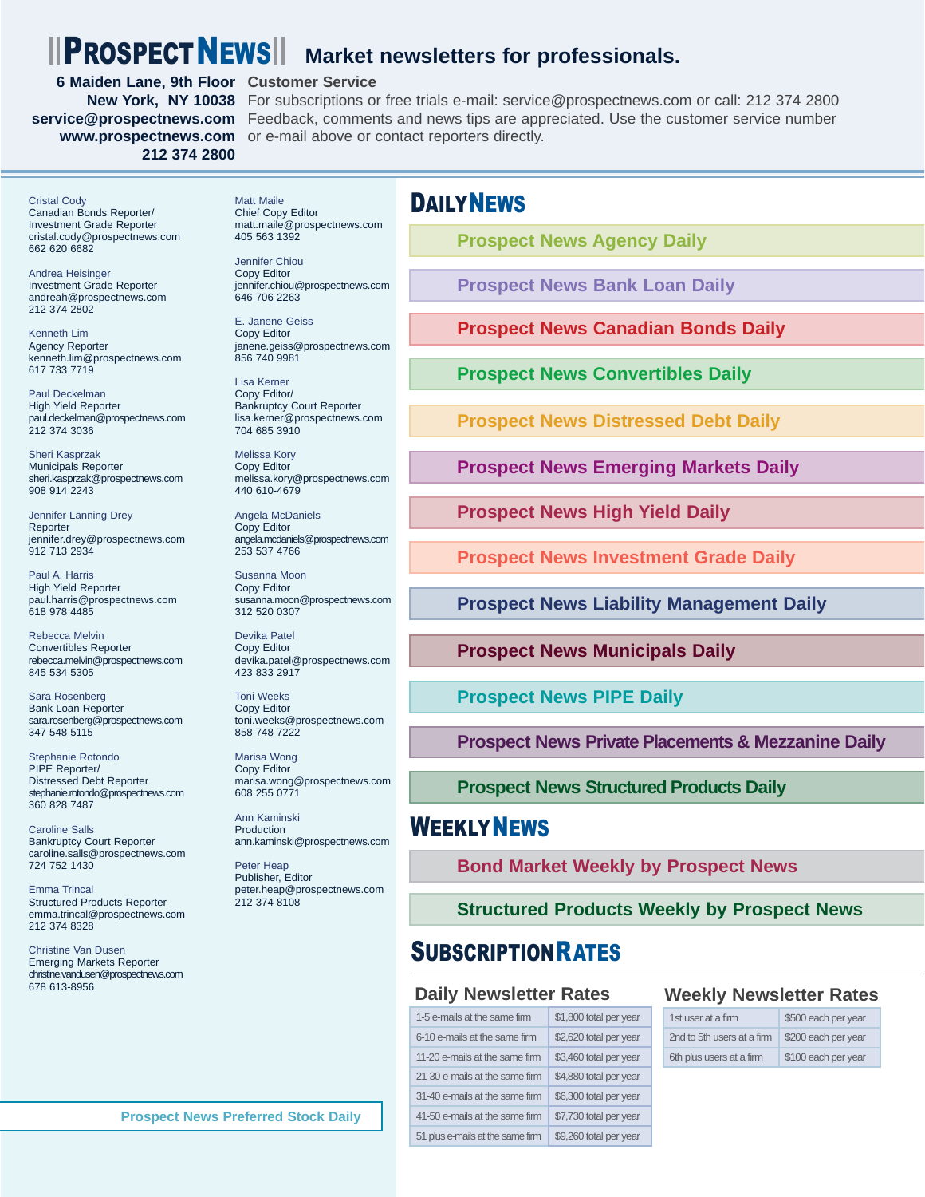# PROSPECT NEWS

**Market newsletters for professionals.**

**6 Maiden Lane, 9th Floor**
**New York, NY 10038**
**service@prospectnews.com**
**www.prospectnews.com**
**212 374 2800**

**Customer Service**
For subscriptions or free trials e-mail: service@prospectnews.com or call: 212 374 2800
Feedback, comments and news tips are appreciated. Use the customer service number or e-mail above or contact reporters directly.

Cristal Cody
Canadian Bonds Reporter/
Investment Grade Reporter
cristal.cody@prospectnews.com
662 620 6682

Andrea Heisinger
Investment Grade Reporter
andreah@prospectnews.com
212 374 2802

Kenneth Lim
Agency Reporter
kenneth.lim@prospectnews.com
617 733 7719

Paul Deckelman
High Yield Reporter
paul.deckelman@prospectnews.com
212 374 3036

Sheri Kasprzak
Municipals Reporter
sheri.kasprzak@prospectnews.com
908 914 2243

Jennifer Lanning Drey
Reporter
jennifer.drey@prospectnews.com
912 713 2934

Paul A. Harris
High Yield Reporter
paul.harris@prospectnews.com
618 978 4485

Rebecca Melvin
Convertibles Reporter
rebecca.melvin@prospectnews.com
845 534 5305

Sara Rosenberg
Bank Loan Reporter
sara.rosenberg@prospectnews.com
347 548 5115

Stephanie Rotondo
PIPE Reporter/
Distressed Debt Reporter
stephanie.rotondo@prospectnews.com
360 828 7487

Caroline Salls
Bankruptcy Court Reporter
caroline.salls@prospectnews.com
724 752 1430

Emma Trincal
Structured Products Reporter
emma.trincal@prospectnews.com
212 374 8328

Christine Van Dusen
Emerging Markets Reporter
christine.vandusen@prospectnews.com
678 613-8956

Matt Maile
Chief Copy Editor
matt.maile@prospectnews.com
405 563 1392

Jennifer Chiou
Copy Editor
jennifer.chiou@prospectnews.com
646 706 2263

E. Janene Geiss
Copy Editor
janene.geiss@prospectnews.com
856 740 9981

Lisa Kerner
Copy Editor/
Bankruptcy Court Reporter
lisa.kerner@prospectnews.com
704 685 3910

Melissa Kory
Copy Editor
melissa.kory@prospectnews.com
440 610-4679

Angela McDaniels
Copy Editor
angela.mcdaniels@prospectnews.com
253 537 4766

Susanna Moon
Copy Editor
susanna.moon@prospectnews.com
312 520 0307

Devika Patel
Copy Editor
devika.patel@prospectnews.com
423 833 2917

Toni Weeks
Copy Editor
toni.weeks@prospectnews.com
858 748 7222

Marisa Wong
Copy Editor
marisa.wong@prospectnews.com
608 255 0771

Ann Kaminski
Production
ann.kaminski@prospectnews.com

Peter Heap
Publisher, Editor
peter.heap@prospectnews.com
212 374 8108

Prospect News Preferred Stock Daily

## DAILY NEWS

- Prospect News Agency Daily
- Prospect News Bank Loan Daily
- Prospect News Canadian Bonds Daily
- Prospect News Convertibles Daily
- Prospect News Distressed Debt Daily
- Prospect News Emerging Markets Daily
- Prospect News High Yield Daily
- Prospect News Investment Grade Daily
- Prospect News Liability Management Daily
- Prospect News Municipals Daily
- Prospect News PIPE Daily
- Prospect News Private Placements & Mezzanine Daily
- Prospect News Structured Products Daily

## WEEKLY NEWS

- Bond Market Weekly by Prospect News
- Structured Products Weekly by Prospect News

## SUBSCRIPTION RATES

### Daily Newsletter Rates

| | |
|---|---|
| 1-5 e-mails at the same firm | $1,800 total per year |
| 6-10 e-mails at the same firm | $2,620 total per year |
| 11-20 e-mails at the same firm | $3,460 total per year |
| 21-30 e-mails at the same firm | $4,880 total per year |
| 31-40 e-mails at the same firm | $6,300 total per year |
| 41-50 e-mails at the same firm | $7,730 total per year |
| 51 plus e-mails at the same firm | $9,260 total per year |

### Weekly Newsletter Rates

| | |
|---|---|
| 1st user at a firm | $500 each per year |
| 2nd to 5th users at a firm | $200 each per year |
| 6th plus users at a firm | $100 each per year |